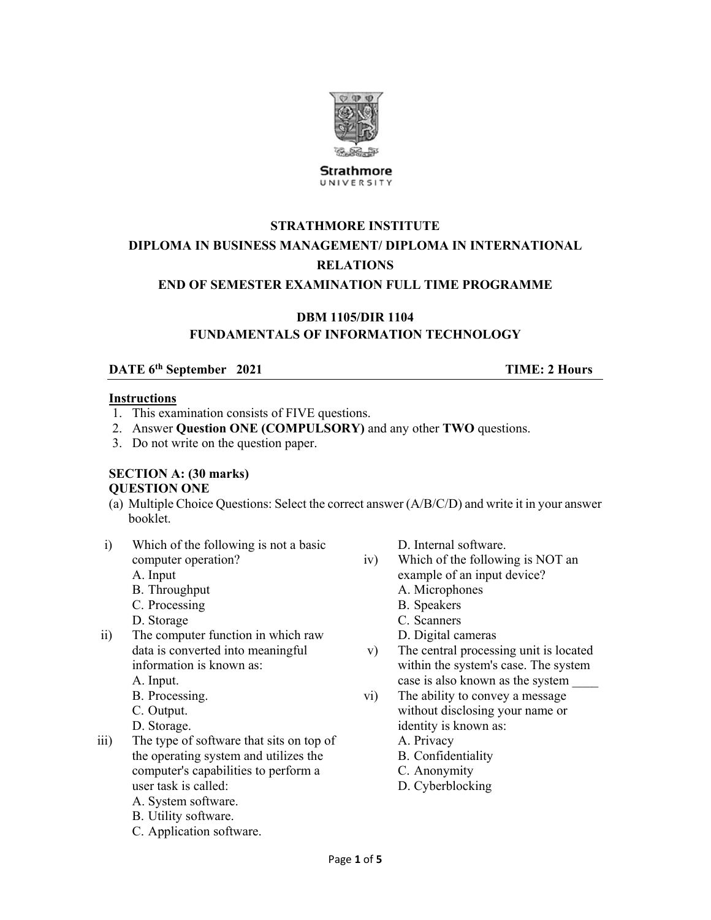Strathmore University

**STRATHMORE INSTITUTE**

**DIPLOMA IN BUSINESS MANAGEMENT/ DIPLOMA IN INTERNATIONAL RELATIONS**

**END OF SEMESTER EXAMINATION FULL TIME PROGRAMME**

**DBM 1105/DIR 1104**

**FUNDAMENTALS OF INFORMATION TECHNOLOGY**

**DATE 6th September 2021** **TIME: 2 Hours**

**Instructions**

1. This examination consists of FIVE questions.
2. Answer **Question ONE (COMPULSORY)** and any other **TWO** questions.
3. Do not write on the question paper.

**SECTION A: (30 marks)**

**QUESTION ONE**

(a) Multiple Choice Questions: Select the correct answer (A/B/C/D) and write it in your answer booklet.

i) Which of the following is not a basic computer operation?
   A. Input
   B. Throughput
   C. Processing
   D. Storage

ii) The computer function in which raw data is converted into meaningful information is known as:
   A. Input.
   B. Processing.
   C. Output.
   D. Storage.

iii) The type of software that sits on top of the operating system and utilizes the computer's capabilities to perform a user task is called:
   A. System software.
   B. Utility software.
   C. Application software.
   D. Internal software.

iv) Which of the following is NOT an example of an input device?
   A. Microphones
   B. Speakers
   C. Scanners
   D. Digital cameras

v) The central processing unit is located within the system's case. The system case is also known as the system ____

vi) The ability to convey a message without disclosing your name or identity is known as:
   A. Privacy
   B. Confidentiality
   C. Anonymity
   D. Cyberblocking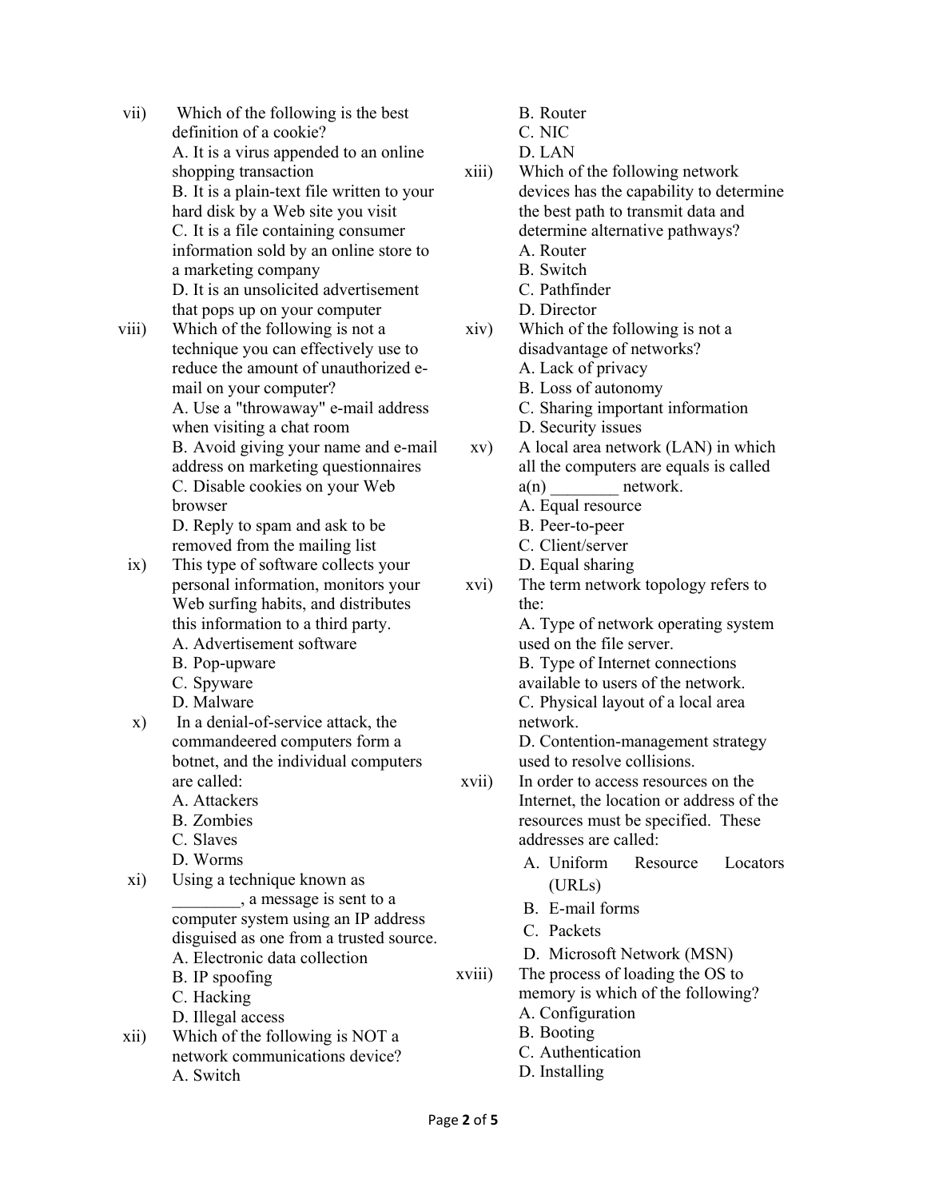vii) Which of the following is the best definition of a cookie?
A. It is a virus appended to an online shopping transaction
B. It is a plain-text file written to your hard disk by a Web site you visit
C. It is a file containing consumer information sold by an online store to a marketing company
D. It is an unsolicited advertisement that pops up on your computer

viii) Which of the following is not a technique you can effectively use to reduce the amount of unauthorized e-mail on your computer?
A. Use a "throwaway" e-mail address when visiting a chat room
B. Avoid giving your name and e-mail address on marketing questionnaires
C. Disable cookies on your Web browser
D. Reply to spam and ask to be removed from the mailing list

ix) This type of software collects your personal information, monitors your Web surfing habits, and distributes this information to a third party.
A. Advertisement software
B. Pop-upware
C. Spyware
D. Malware

x) In a denial-of-service attack, the commandeered computers form a botnet, and the individual computers are called:
A. Attackers
B. Zombies
C. Slaves
D. Worms

xi) Using a technique known as ________, a message is sent to a computer system using an IP address disguised as one from a trusted source.
A. Electronic data collection
B. IP spoofing
C. Hacking
D. Illegal access

xii) Which of the following is NOT a network communications device?
A. Switch
B. Router
C. NIC
D. LAN

xiii) Which of the following network devices has the capability to determine the best path to transmit data and determine alternative pathways?
A. Router
B. Switch
C. Pathfinder
D. Director

xiv) Which of the following is not a disadvantage of networks?
A. Lack of privacy
B. Loss of autonomy
C. Sharing important information
D. Security issues

xv) A local area network (LAN) in which all the computers are equals is called a(n) ________ network.
A. Equal resource
B. Peer-to-peer
C. Client/server
D. Equal sharing

xvi) The term network topology refers to the:
A. Type of network operating system used on the file server.
B. Type of Internet connections available to users of the network.
C. Physical layout of a local area network.
D. Contention-management strategy used to resolve collisions.

xvii) In order to access resources on the Internet, the location or address of the resources must be specified. These addresses are called:
A. Uniform Resource Locators (URLs)
B. E-mail forms
C. Packets
D. Microsoft Network (MSN)

xviii) The process of loading the OS to memory is which of the following?
A. Configuration
B. Booting
C. Authentication
D. Installing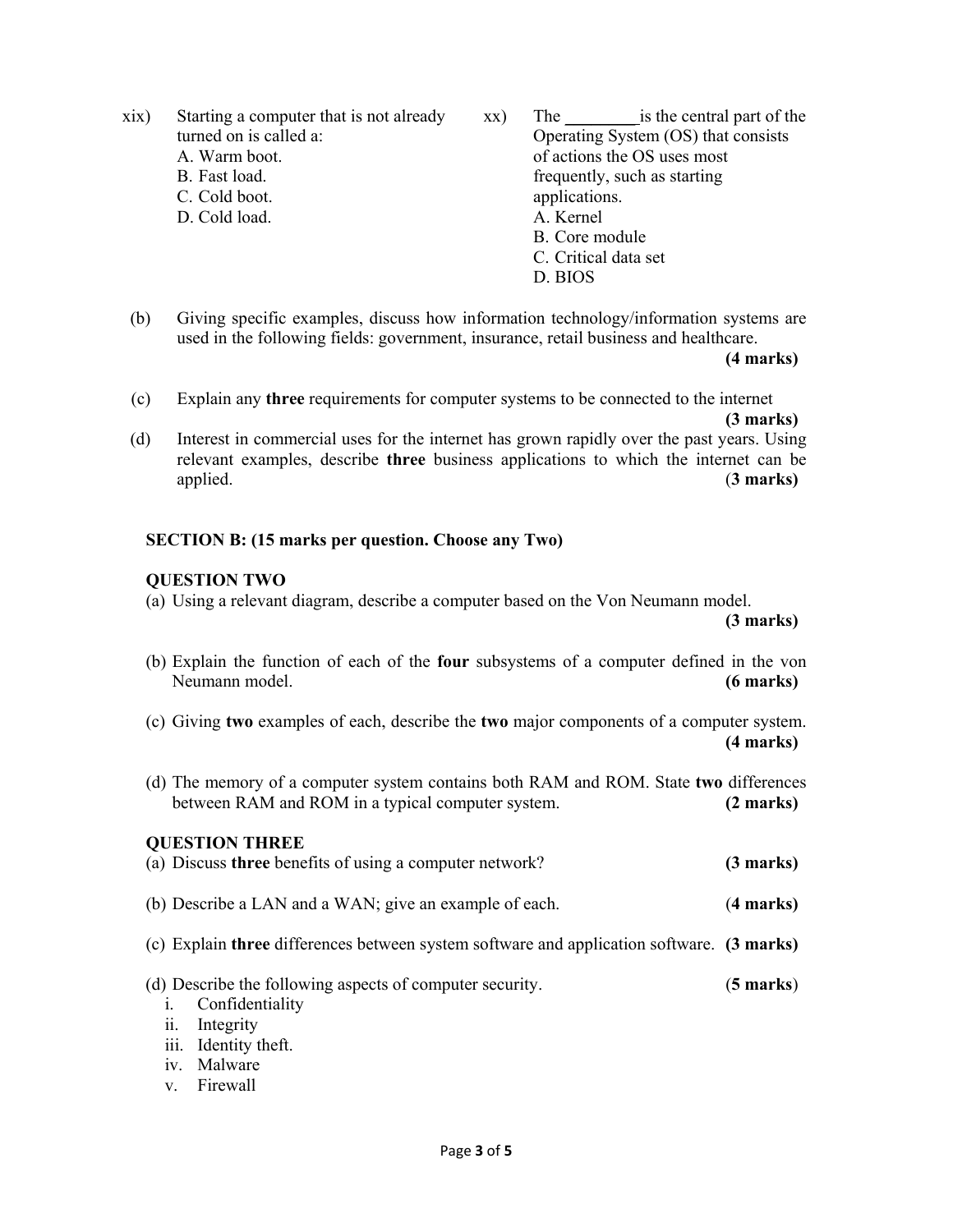xix) Starting a computer that is not already turned on is called a:
A. Warm boot.
B. Fast load.
C. Cold boot.
D. Cold load.

xx) The ________ is the central part of the Operating System (OS) that consists of actions the OS uses most frequently, such as starting applications.
A. Kernel
B. Core module
C. Critical data set
D. BIOS

(b) Giving specific examples, discuss how information technology/information systems are used in the following fields: government, insurance, retail business and healthcare. **(4 marks)**

(c) Explain any **three** requirements for computer systems to be connected to the internet **(3 marks)**

(d) Interest in commercial uses for the internet has grown rapidly over the past years. Using relevant examples, describe **three** business applications to which the internet can be applied. (**3 marks)**

**SECTION B: (15 marks per question. Choose any Two)**

**QUESTION TWO**

(a) Using a relevant diagram, describe a computer based on the Von Neumann model. **(3 marks)**

(b) Explain the function of each of the **four** subsystems of a computer defined in the von Neumann model. **(6 marks)**

(c) Giving **two** examples of each, describe the **two** major components of a computer system. **(4 marks)**

(d) The memory of a computer system contains both RAM and ROM. State **two** differences between RAM and ROM in a typical computer system. **(2 marks)**

**QUESTION THREE**

(a) Discuss **three** benefits of using a computer network? **(3 marks)**

(b) Describe a LAN and a WAN; give an example of each. (**4 marks)**

(c) Explain **three** differences between system software and application software. **(3 marks)**

(d) Describe the following aspects of computer security. (**5 marks**)

i. Confidentiality
ii. Integrity
iii. Identity theft.
iv. Malware
v. Firewall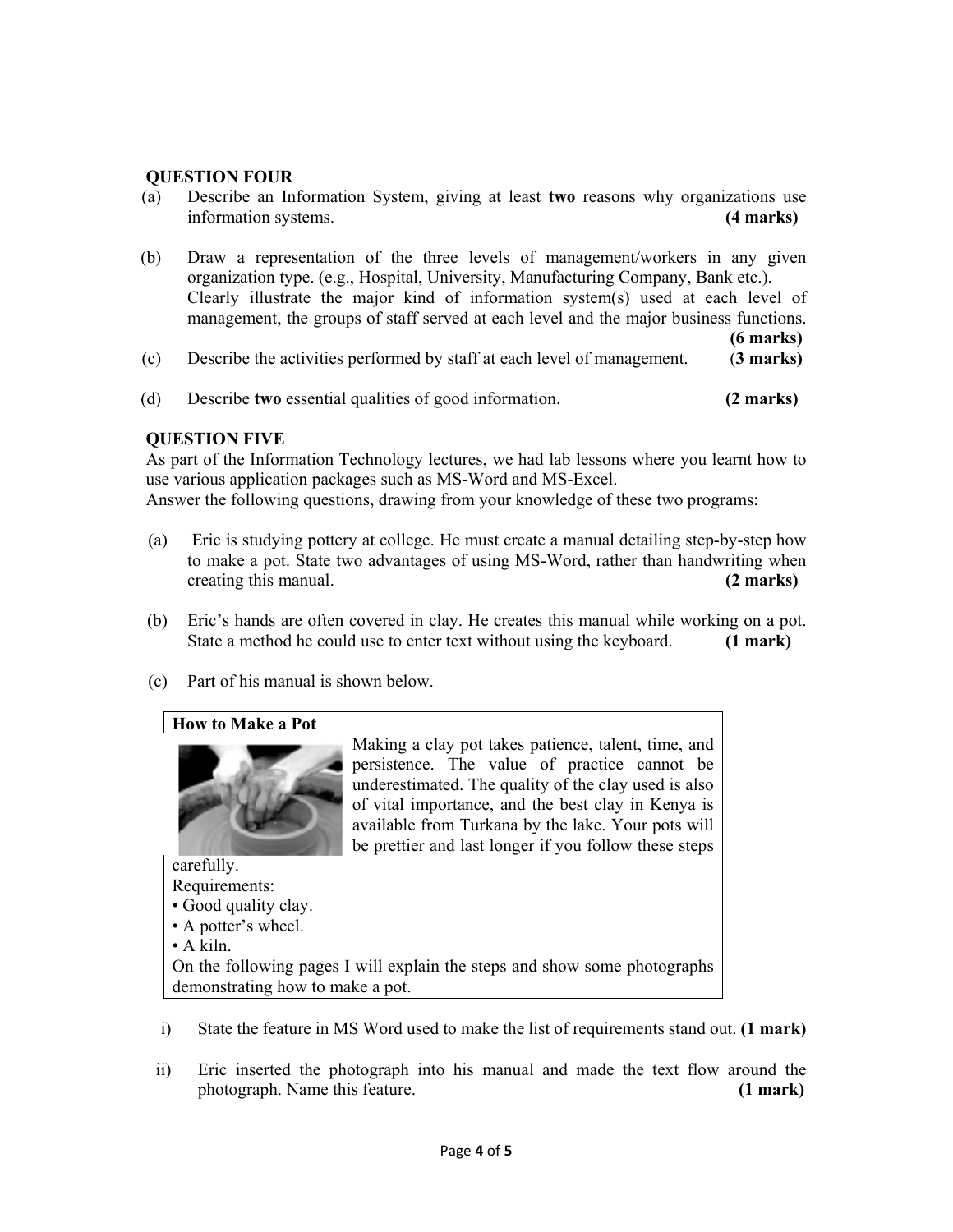**QUESTION FOUR**

(a) Describe an Information System, giving at least **two** reasons why organizations use information systems. **(4 marks)**

(b) Draw a representation of the three levels of management/workers in any given organization type. (e.g., Hospital, University, Manufacturing Company, Bank etc.). Clearly illustrate the major kind of information system(s) used at each level of management, the groups of staff served at each level and the major business functions. **(6 marks)**

(c) Describe the activities performed by staff at each level of management. **(3 marks)**

(d) Describe **two** essential qualities of good information. **(2 marks)**

**QUESTION FIVE**

As part of the Information Technology lectures, we had lab lessons where you learnt how to use various application packages such as MS-Word and MS-Excel.
Answer the following questions, drawing from your knowledge of these two programs:

(a) Eric is studying pottery at college. He must create a manual detailing step-by-step how to make a pot. State two advantages of using MS-Word, rather than handwriting when creating this manual. **(2 marks)**

(b) Eric's hands are often covered in clay. He creates this manual while working on a pot. State a method he could use to enter text without using the keyboard. **(1 mark)**

(c) Part of his manual is shown below.

> **How to Make a Pot**
>
> Making a clay pot takes patience, talent, time, and persistence. The value of practice cannot be underestimated. The quality of the clay used is also of vital importance, and the best clay in Kenya is available from Turkana by the lake. Your pots will be prettier and last longer if you follow these steps carefully.
>
> Requirements:
> • Good quality clay.
> • A potter's wheel.
> • A kiln.
>
> On the following pages I will explain the steps and show some photographs demonstrating how to make a pot.

i) State the feature in MS Word used to make the list of requirements stand out. **(1 mark)**

ii) Eric inserted the photograph into his manual and made the text flow around the photograph. Name this feature. **(1 mark)**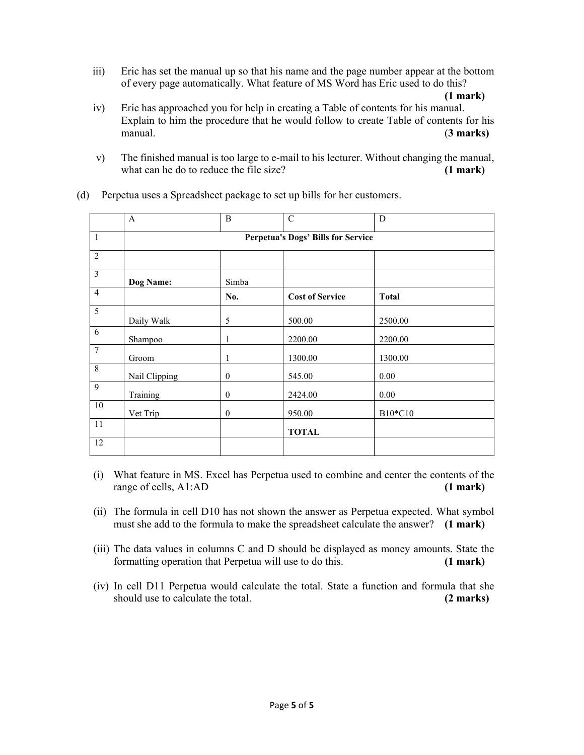iii) Eric has set the manual up so that his name and the page number appear at the bottom of every page automatically. What feature of MS Word has Eric used to do this? **(1 mark)**

iv) Eric has approached you for help in creating a Table of contents for his manual. Explain to him the procedure that he would follow to create Table of contents for his manual. (**3 marks)**

v) The finished manual is too large to e-mail to his lecturer. Without changing the manual, what can he do to reduce the file size? **(1 mark)**

(d) Perpetua uses a Spreadsheet package to set up bills for her customers.

| | A | B | C | D |
|---|---|---|---|---|
| 1 | **Perpetua's Dogs' Bills for Service** | | | |
| 2 | | | | |
| 3 | **Dog Name:** | Simba | | |
| 4 | | **No.** | **Cost of Service** | **Total** |
| 5 | Daily Walk | 5 | 500.00 | 2500.00 |
| 6 | Shampoo | 1 | 2200.00 | 2200.00 |
| 7 | Groom | 1 | 1300.00 | 1300.00 |
| 8 | Nail Clipping | 0 | 545.00 | 0.00 |
| 9 | Training | 0 | 2424.00 | 0.00 |
| 10 | Vet Trip | 0 | 950.00 | B10*C10 |
| 11 | | | **TOTAL** | |
| 12 | | | | |

(i) What feature in MS. Excel has Perpetua used to combine and center the contents of the range of cells, A1:AD **(1 mark)**

(ii) The formula in cell D10 has not shown the answer as Perpetua expected. What symbol must she add to the formula to make the spreadsheet calculate the answer? **(1 mark)**

(iii) The data values in columns C and D should be displayed as money amounts. State the formatting operation that Perpetua will use to do this. **(1 mark)**

(iv) In cell D11 Perpetua would calculate the total. State a function and formula that she should use to calculate the total. **(2 marks)**